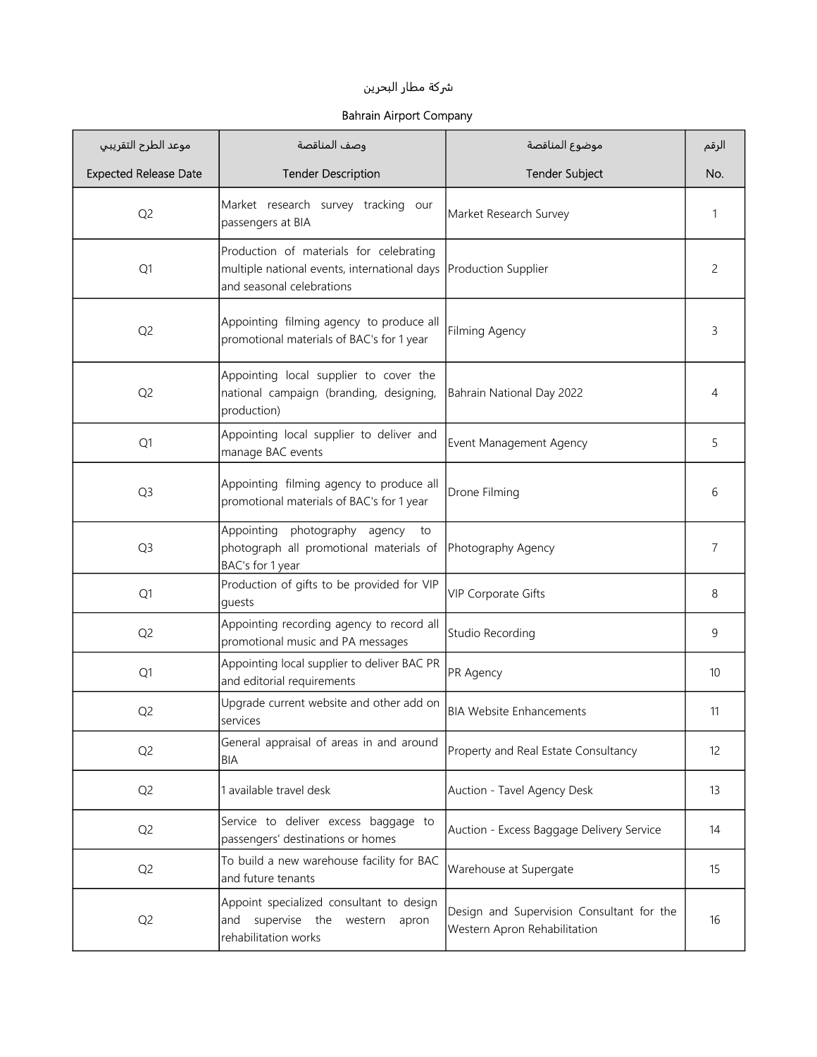شركة مطار البحرين

Bahrain Airport Company

| موعد الطرح التقريبي<br>Expected Release Date | وصف المناقصة<br>Tender Description | موضوع المناقصة<br>Tender Subject | الرقم<br>No. |
|---|---|---|---|
| Q2 | Market research survey tracking our passengers at BIA | Market Research Survey | 1 |
| Q1 | Production of materials for celebrating multiple national events, international days and seasonal celebrations | Production Supplier | 2 |
| Q2 | Appointing filming agency to produce all promotional materials of BAC's for 1 year | Filming Agency | 3 |
| Q2 | Appointing local supplier to cover the national campaign (branding, designing, production) | Bahrain National Day 2022 | 4 |
| Q1 | Appointing local supplier to deliver and manage BAC events | Event Management Agency | 5 |
| Q3 | Appointing filming agency to produce all promotional materials of BAC's for 1 year | Drone Filming | 6 |
| Q3 | Appointing photography agency to photograph all promotional materials of BAC's for 1 year | Photography Agency | 7 |
| Q1 | Production of gifts to be provided for VIP guests | VIP Corporate Gifts | 8 |
| Q2 | Appointing recording agency to record all promotional music and PA messages | Studio Recording | 9 |
| Q1 | Appointing local supplier to deliver BAC PR and editorial requirements | PR Agency | 10 |
| Q2 | Upgrade current website and other add on services | BIA Website Enhancements | 11 |
| Q2 | General appraisal of areas in and around BIA | Property and Real Estate Consultancy | 12 |
| Q2 | 1 available travel desk | Auction - Tavel Agency Desk | 13 |
| Q2 | Service to deliver excess baggage to passengers' destinations or homes | Auction - Excess Baggage Delivery Service | 14 |
| Q2 | To build a new warehouse facility for BAC and future tenants | Warehouse at Supergate | 15 |
| Q2 | Appoint specialized consultant to design and supervise the western apron rehabilitation works | Design and Supervision Consultant for the Western Apron Rehabilitation | 16 |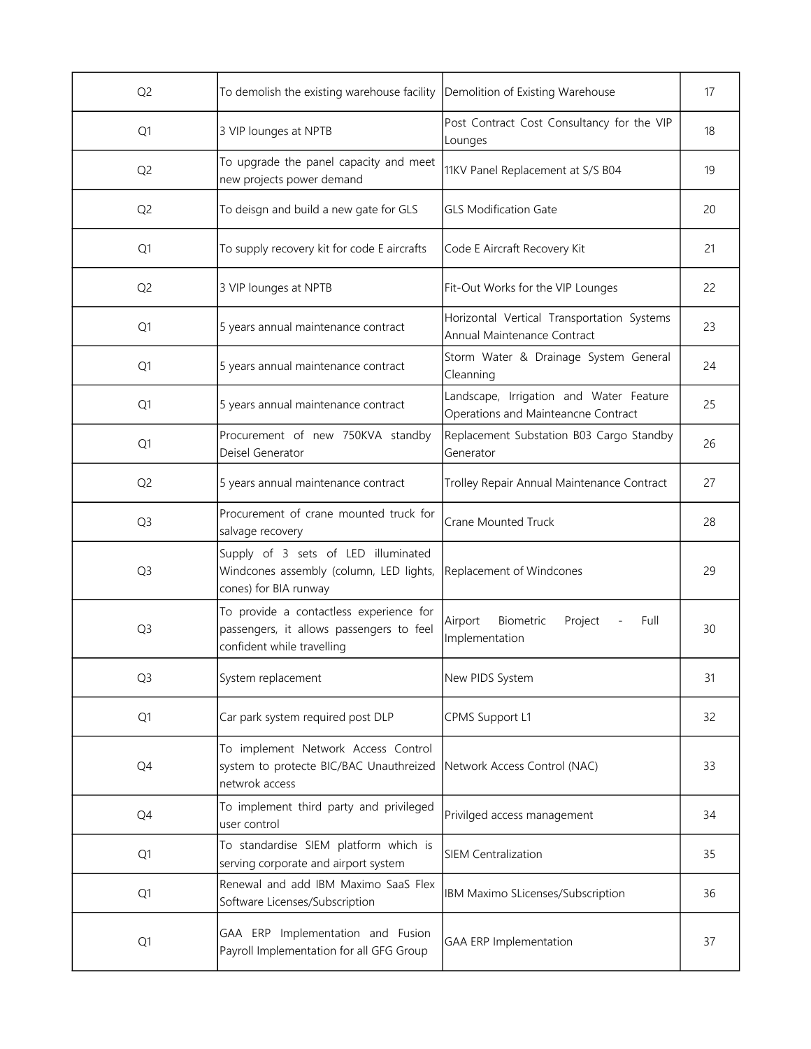| | | | |
|---|---|---|---|
| Q2 | To demolish the existing warehouse facility | Demolition of Existing Warehouse | 17 |
| Q1 | 3 VIP lounges at NPTB | Post Contract Cost Consultancy for the VIP Lounges | 18 |
| Q2 | To upgrade the panel capacity and meet new projects power demand | 11KV Panel Replacement at S/S B04 | 19 |
| Q2 | To deisgn and build a new gate for GLS | GLS Modification Gate | 20 |
| Q1 | To supply recovery kit for code E aircrafts | Code E Aircraft Recovery Kit | 21 |
| Q2 | 3 VIP lounges at NPTB | Fit-Out Works for the VIP Lounges | 22 |
| Q1 | 5 years annual maintenance contract | Horizontal Vertical Transportation Systems Annual Maintenance Contract | 23 |
| Q1 | 5 years annual maintenance contract | Storm Water & Drainage System General Cleanning | 24 |
| Q1 | 5 years annual maintenance contract | Landscape, Irrigation and Water Feature Operations and Mainteancne Contract | 25 |
| Q1 | Procurement of new 750KVA standby Deisel Generator | Replacement Substation B03 Cargo Standby Generator | 26 |
| Q2 | 5 years annual maintenance contract | Trolley Repair Annual Maintenance Contract | 27 |
| Q3 | Procurement of crane mounted truck for salvage recovery | Crane Mounted Truck | 28 |
| Q3 | Supply of 3 sets of LED illuminated Windcones assembly (column, LED lights, cones) for BIA runway | Replacement of Windcones | 29 |
| Q3 | To provide a contactless experience for passengers, it allows passengers to feel confident while travelling | Airport Biometric Project - Full Implementation | 30 |
| Q3 | System replacement | New PIDS System | 31 |
| Q1 | Car park system required post DLP | CPMS Support L1 | 32 |
| Q4 | To implement Network Access Control system to protecte BIC/BAC Unauthreized netwrok access | Network Access Control (NAC) | 33 |
| Q4 | To implement third party and privileged user control | Privilged access management | 34 |
| Q1 | To standardise SIEM platform which is serving corporate and airport system | SIEM Centralization | 35 |
| Q1 | Renewal and add IBM Maximo SaaS Flex Software Licenses/Subscription | IBM Maximo SLicenses/Subscription | 36 |
| Q1 | GAA ERP Implementation and Fusion Payroll Implementation for all GFG Group | GAA ERP Implementation | 37 |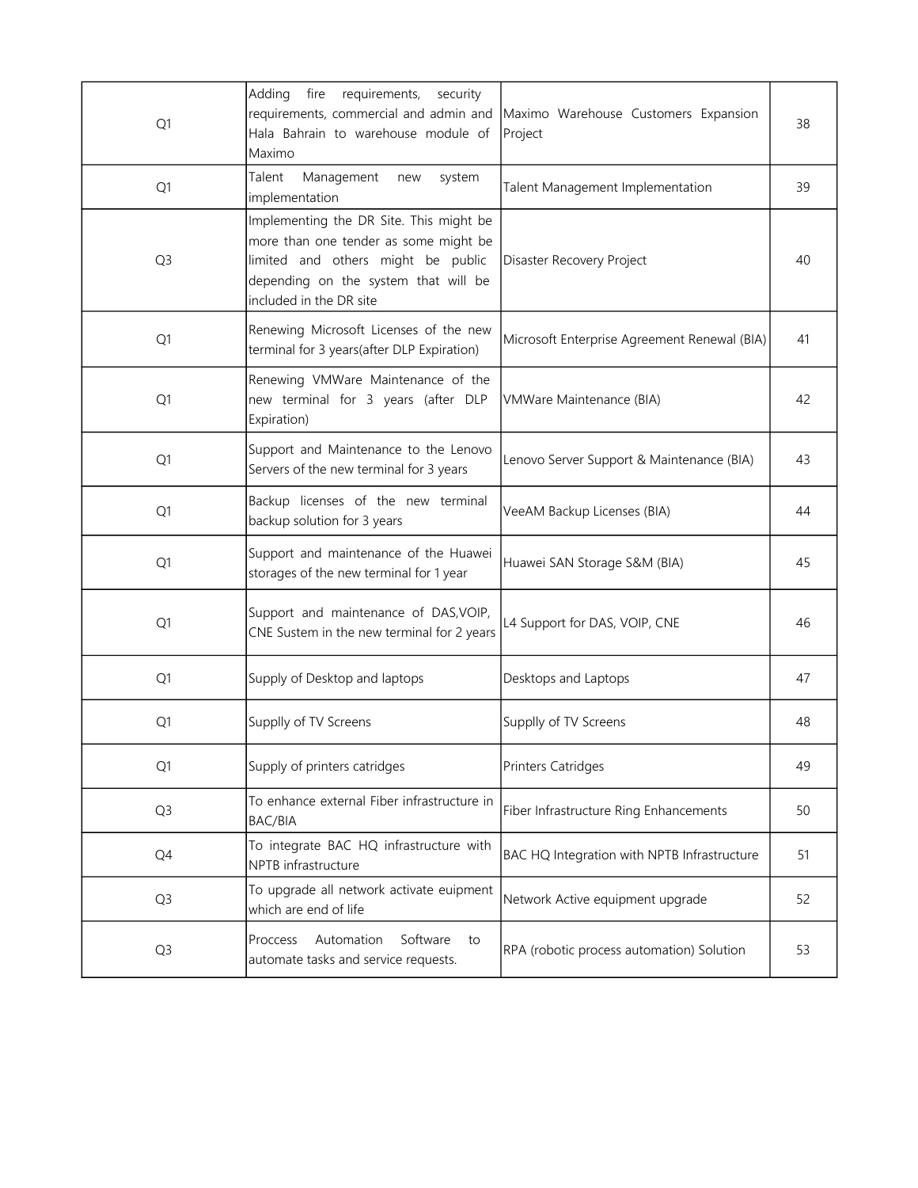| | | | |
|---|---|---|---|
| Q1 | Adding fire requirements, security requirements, commercial and admin and Hala Bahrain to warehouse module of Maximo | Maximo Warehouse Customers Expansion Project | 38 |
| Q1 | Talent Management new system implementation | Talent Management Implementation | 39 |
| Q3 | Implementing the DR Site. This might be more than one tender as some might be limited and others might be public depending on the system that will be included in the DR site | Disaster Recovery Project | 40 |
| Q1 | Renewing Microsoft Licenses of the new terminal for 3 years(after DLP Expiration) | Microsoft Enterprise Agreement Renewal (BIA) | 41 |
| Q1 | Renewing VMWare Maintenance of the new terminal for 3 years (after DLP Expiration) | VMWare Maintenance (BIA) | 42 |
| Q1 | Support and Maintenance to the Lenovo Servers of the new terminal for 3 years | Lenovo Server Support & Maintenance (BIA) | 43 |
| Q1 | Backup licenses of the new terminal backup solution for 3 years | VeeAM Backup Licenses (BIA) | 44 |
| Q1 | Support and maintenance of the Huawei storages of the new terminal for 1 year | Huawei SAN Storage S&M (BIA) | 45 |
| Q1 | Support and maintenance of DAS,VOIP, CNE Sustem in the new terminal for 2 years | L4 Support for DAS, VOIP, CNE | 46 |
| Q1 | Supply of Desktop and laptops | Desktops and Laptops | 47 |
| Q1 | Suppliy of TV Screens | Suppliy of TV Screens | 48 |
| Q1 | Supply of printers catridges | Printers Catridges | 49 |
| Q3 | To enhance external Fiber infrastructure in BAC/BIA | Fiber Infrastructure Ring Enhancements | 50 |
| Q4 | To integrate BAC HQ infrastructure with NPTB infrastructure | BAC HQ Integration with NPTB Infrastructure | 51 |
| Q3 | To upgrade all network activate euipment which are end of life | Network Active equipment upgrade | 52 |
| Q3 | Proccess Automation Software to automate tasks and service requests. | RPA (robotic process automation) Solution | 53 |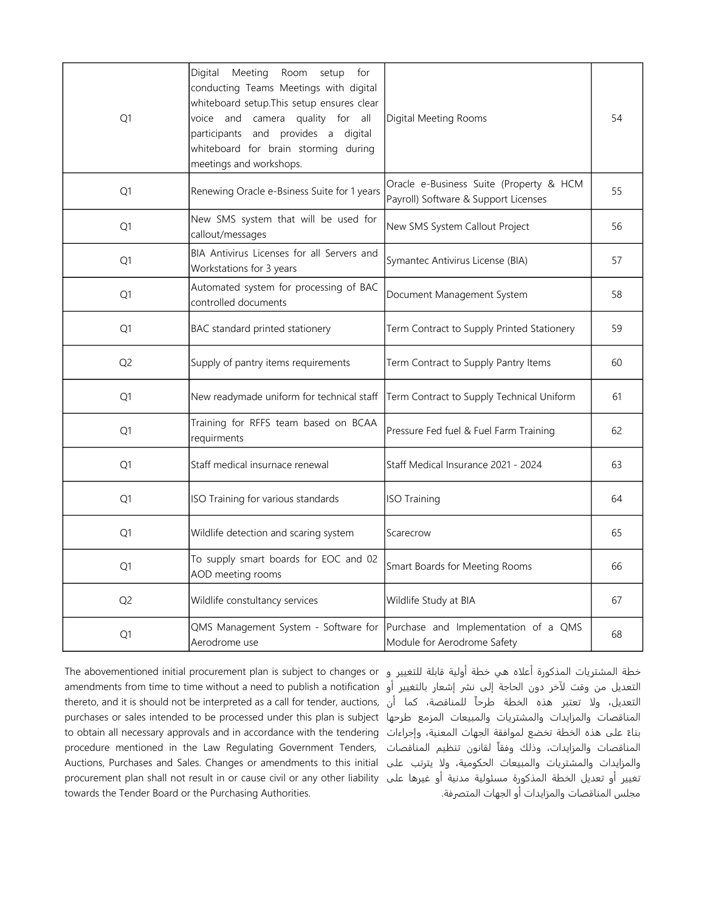| | | | |
|---|---|---|---|
| Q1 | Digital Meeting Room setup for conducting Teams Meetings with digital whiteboard setup.This setup ensures clear voice and camera quality for all participants and provides a digital whiteboard for brain storming during meetings and workshops. | Digital Meeting Rooms | 54 |
| Q1 | Renewing Oracle e-Bsiness Suite for 1 years | Oracle e-Business Suite (Property & HCM Payroll) Software & Support Licenses | 55 |
| Q1 | New SMS system that will be used for callout/messages | New SMS System Callout Project | 56 |
| Q1 | BIA Antivirus Licenses for all Servers and Workstations for 3 years | Symantec Antivirus License (BIA) | 57 |
| Q1 | Automated system for processing of BAC controlled documents | Document Management System | 58 |
| Q1 | BAC standard printed stationery | Term Contract to Supply Printed Stationery | 59 |
| Q2 | Supply of pantry items requirements | Term Contract to Supply Pantry Items | 60 |
| Q1 | New readymade uniform for technical staff | Term Contract to Supply Technical Uniform | 61 |
| Q1 | Training for RFFS team based on BCAA requirments | Pressure Fed fuel & Fuel Farm Training | 62 |
| Q1 | Staff medical insurnace renewal | Staff Medical Insurance 2021 - 2024 | 63 |
| Q1 | ISO Training for various standards | ISO Training | 64 |
| Q1 | Wildlife detection and scaring system | Scarecrow | 65 |
| Q1 | To supply smart boards for EOC and 02 AOD meeting rooms | Smart Boards for Meeting Rooms | 66 |
| Q2 | Wildlife constultancy services | Wildlife Study at BIA | 67 |
| Q1 | QMS Management System - Software for Aerodrome use | Purchase and Implementation of a QMS Module for Aerodrome Safety | 68 |

The abovementioned initial procurement plan is subject to changes or amendments from time to time without a need to publish a notification thereto, and it is should not be interpreted as a call for tender, auctions, purchases or sales intended to be processed under this plan is subject to obtain all necessary approvals and in accordance with the tendering procedure mentioned in the Law Regulating Government Tenders, Auctions, Purchases and Sales. Changes or amendments to this initial procurement plan shall not result in or cause civil or any other liability towards the Tender Board or the Purchasing Authorities.

خطة المشتريات المذكورة أعلاه هي خطة أولية قابلة للتغيير و التعديل من وقت لآخر دون الحاجة إلى نشر إشعار بالتغيير أو التعديل، ولا تعتبر هذه الخطة طرحاً للمناقصة، كما أن المناقصات والمزايدات والمشتريات والمبيعات المزمع طرحها بناءً على هذه الخطة تخضع لموافقة الجهات المعنية، وإجراءات المناقصات والمزايدات، وذلك وفقاً لقانون تنظيم المناقصات والمزايدات والمشتريات والمبيعات الحكومية، ولا يترتب على تغيير أو تعديل الخطة المذكورة مسئولية مدنية أو غيرها على مجلس المناقصات والمزايدات أو الجهات المتصرفة.